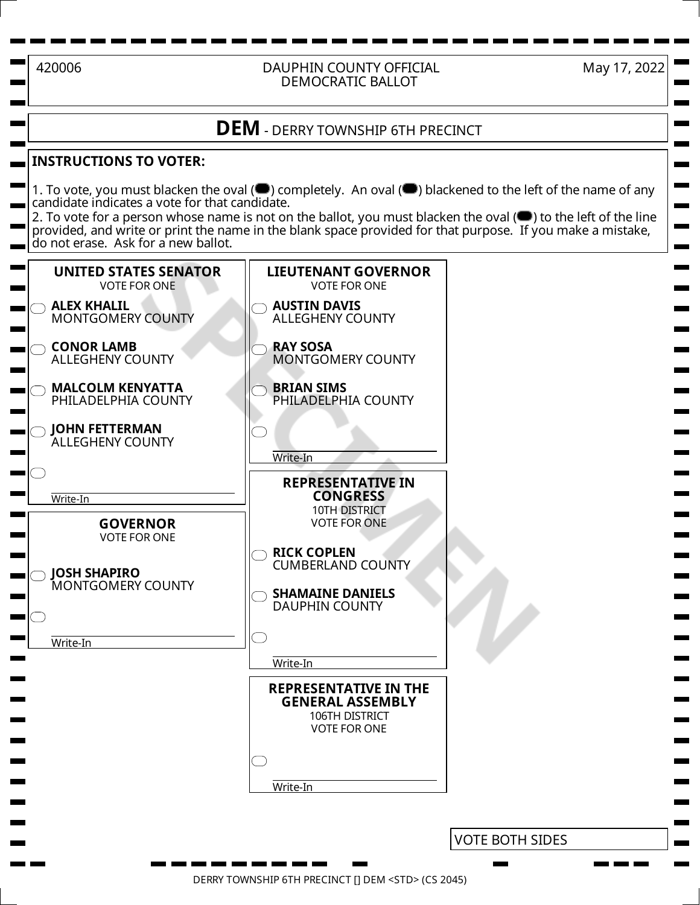420006

DAUPHIN COUNTY OFFICIAL
DEMOCRATIC BALLOT

May 17, 2022

# DEM - DERRY TOWNSHIP 6TH PRECINCT

**INSTRUCTIONS TO VOTER:**

1. To vote, you must blacken the oval (⬬) completely. An oval (⬬) blackened to the left of the name of any candidate indicates a vote for that candidate.
2. To vote for a person whose name is not on the ballot, you must blacken the oval (⬬) to the left of the line provided, and write or print the name in the blank space provided for that purpose. If you make a mistake, do not erase. Ask for a new ballot.

## UNITED STATES SENATOR
VOTE FOR ONE

- **ALEX KHALIL**
  MONTGOMERY COUNTY
- **CONOR LAMB**
  ALLEGHENY COUNTY
- **MALCOLM KENYATTA**
  PHILADELPHIA COUNTY
- **JOHN FETTERMAN**
  ALLEGHENY COUNTY
- ______________ Write-In

## GOVERNOR
VOTE FOR ONE

- **JOSH SHAPIRO**
  MONTGOMERY COUNTY
- ______________ Write-In

## LIEUTENANT GOVERNOR
VOTE FOR ONE

- **AUSTIN DAVIS**
  ALLEGHENY COUNTY
- **RAY SOSA**
  MONTGOMERY COUNTY
- **BRIAN SIMS**
  PHILADELPHIA COUNTY
- ______________ Write-In

## REPRESENTATIVE IN CONGRESS
10TH DISTRICT
VOTE FOR ONE

- **RICK COPLEN**
  CUMBERLAND COUNTY
- **SHAMAINE DANIELS**
  DAUPHIN COUNTY
- ______________ Write-In

## REPRESENTATIVE IN THE GENERAL ASSEMBLY
106TH DISTRICT
VOTE FOR ONE

- ______________ Write-In

VOTE BOTH SIDES

DERRY TOWNSHIP 6TH PRECINCT [] DEM <STD> (CS 2045)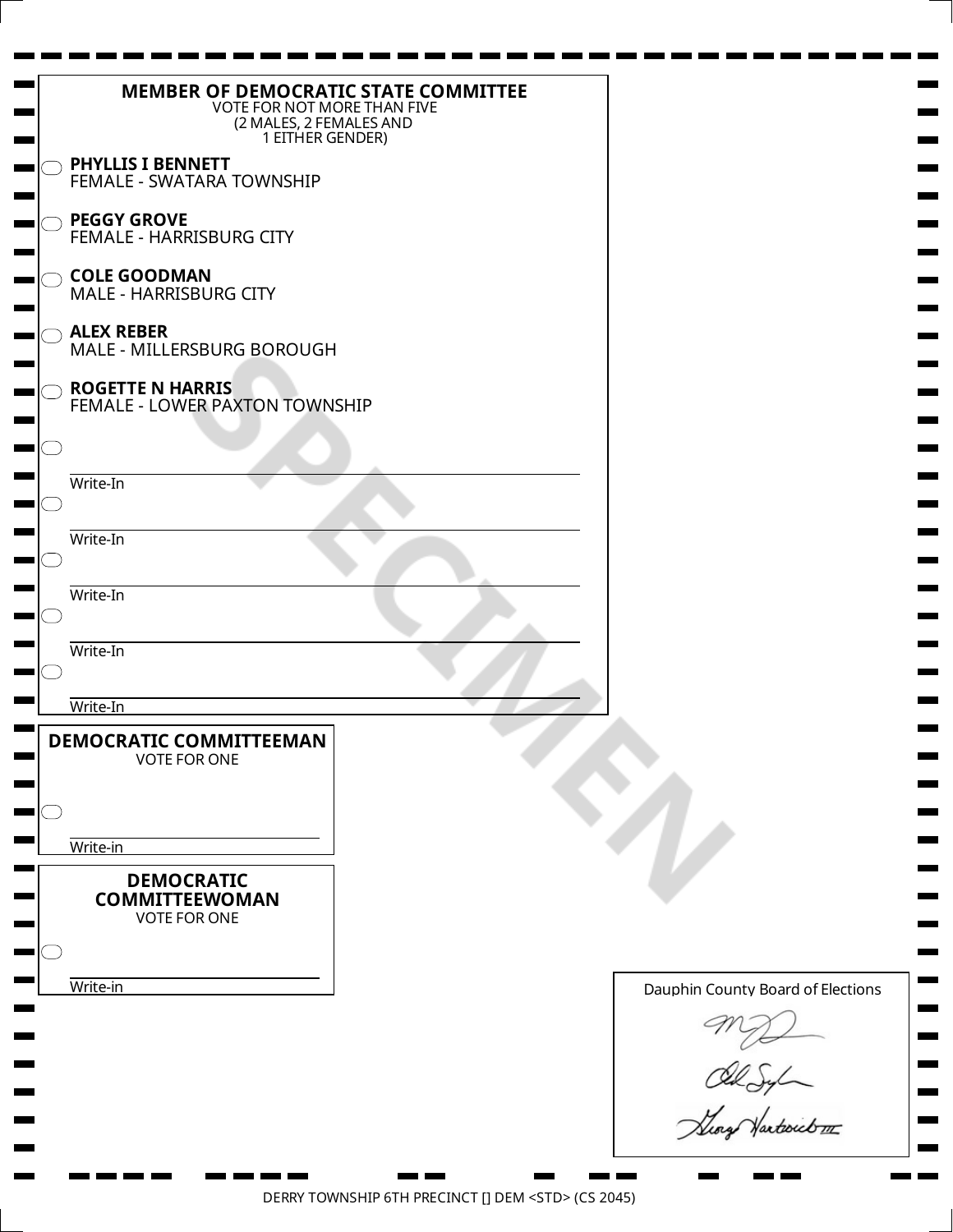## MEMBER OF DEMOCRATIC STATE COMMITTEE

VOTE FOR NOT MORE THAN FIVE
(2 MALES, 2 FEMALES AND
1 EITHER GENDER)

- **PHYLLIS I BENNETT**
  FEMALE - SWATARA TOWNSHIP
- **PEGGY GROVE**
  FEMALE - HARRISBURG CITY
- **COLE GOODMAN**
  MALE - HARRISBURG CITY
- **ALEX REBER**
  MALE - MILLERSBURG BOROUGH
- **ROGETTE N HARRIS**
  FEMALE - LOWER PAXTON TOWNSHIP
- Write-In
- Write-In
- Write-In
- Write-In
- Write-In

## DEMOCRATIC COMMITTEEMAN

VOTE FOR ONE

- Write-in

## DEMOCRATIC COMMITTEEWOMAN

VOTE FOR ONE

- Write-in

Dauphin County Board of Elections

SPECIMEN

DERRY TOWNSHIP 6TH PRECINCT [] DEM <STD> (CS 2045)